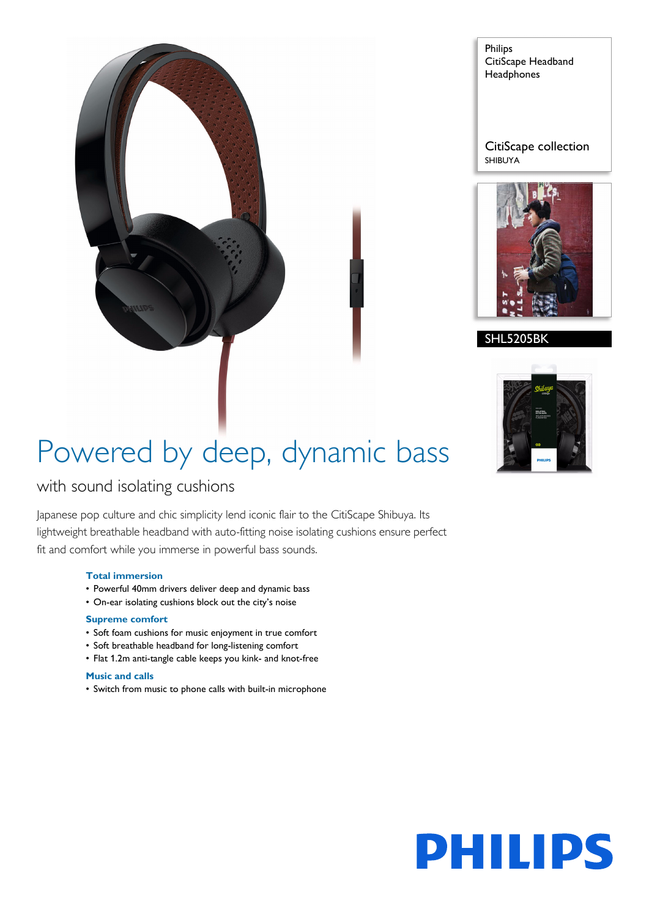Philips
CitiScape Headband Headphones

CitiScape collection
SHIBUYA

SHL5205BK

# Powered by deep, dynamic bass

## with sound isolating cushions

Japanese pop culture and chic simplicity lend iconic flair to the CitiScape Shibuya. Its lightweight breathable headband with auto-fitting noise isolating cushions ensure perfect fit and comfort while you immerse in powerful bass sounds.

### Total immersion

- Powerful 40mm drivers deliver deep and dynamic bass
- On-ear isolating cushions block out the city's noise

### Supreme comfort

- Soft foam cushions for music enjoyment in true comfort
- Soft breathable headband for long-listening comfort
- Flat 1.2m anti-tangle cable keeps you kink- and knot-free

### Music and calls

- Switch from music to phone calls with built-in microphone

PHILIPS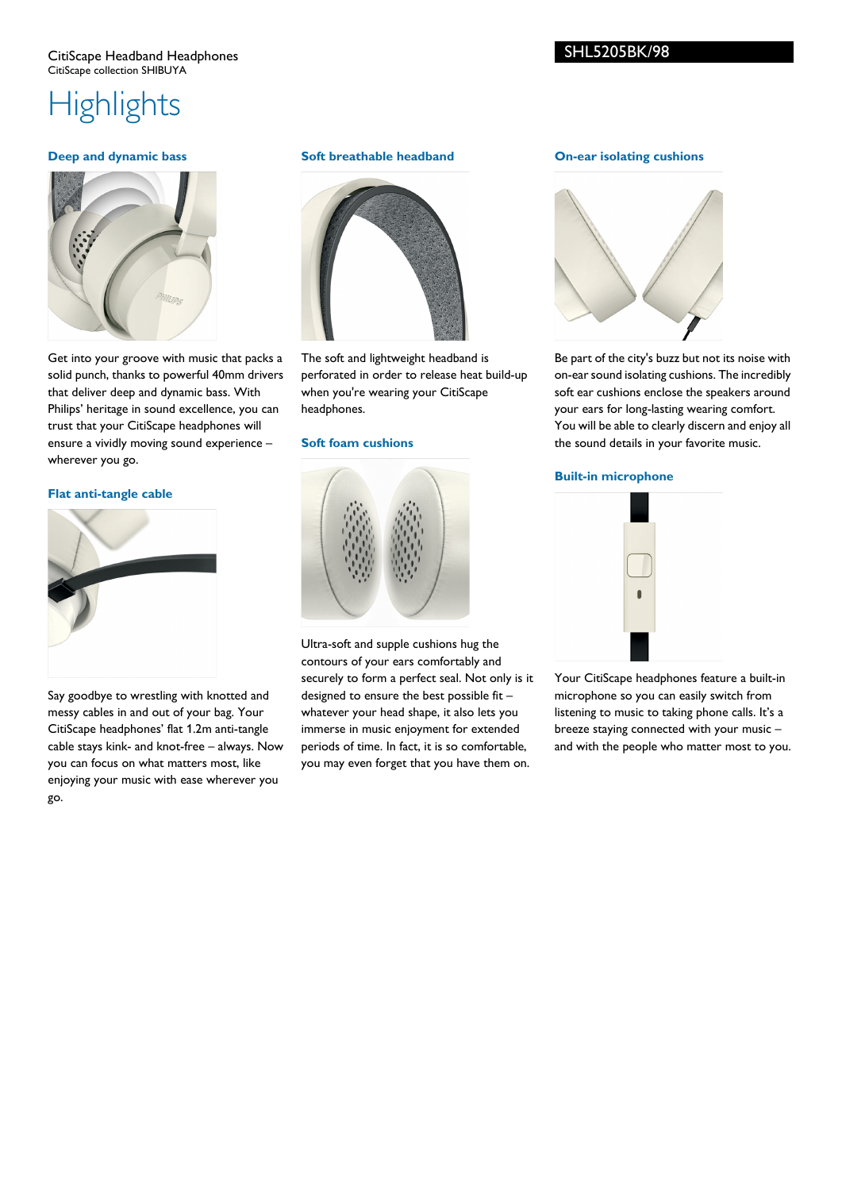CitiScape Headband Headphones
CitiScape collection SHIBUYA

SHL5205BK/98

# Highlights

### Deep and dynamic bass

Get into your groove with music that packs a solid punch, thanks to powerful 40mm drivers that deliver deep and dynamic bass. With Philips' heritage in sound excellence, you can trust that your CitiScape headphones will ensure a vividly moving sound experience – wherever you go.

### Flat anti-tangle cable

Say goodbye to wrestling with knotted and messy cables in and out of your bag. Your CitiScape headphones' flat 1.2m anti-tangle cable stays kink- and knot-free – always. Now you can focus on what matters most, like enjoying your music with ease wherever you go.

### Soft breathable headband

The soft and lightweight headband is perforated in order to release heat build-up when you're wearing your CitiScape headphones.

### Soft foam cushions

Ultra-soft and supple cushions hug the contours of your ears comfortably and securely to form a perfect seal. Not only is it designed to ensure the best possible fit – whatever your head shape, it also lets you immerse in music enjoyment for extended periods of time. In fact, it is so comfortable, you may even forget that you have them on.

### On-ear isolating cushions

Be part of the city's buzz but not its noise with on-ear sound isolating cushions. The incredibly soft ear cushions enclose the speakers around your ears for long-lasting wearing comfort. You will be able to clearly discern and enjoy all the sound details in your favorite music.

### Built-in microphone

Your CitiScape headphones feature a built-in microphone so you can easily switch from listening to music to taking phone calls. It's a breeze staying connected with your music – and with the people who matter most to you.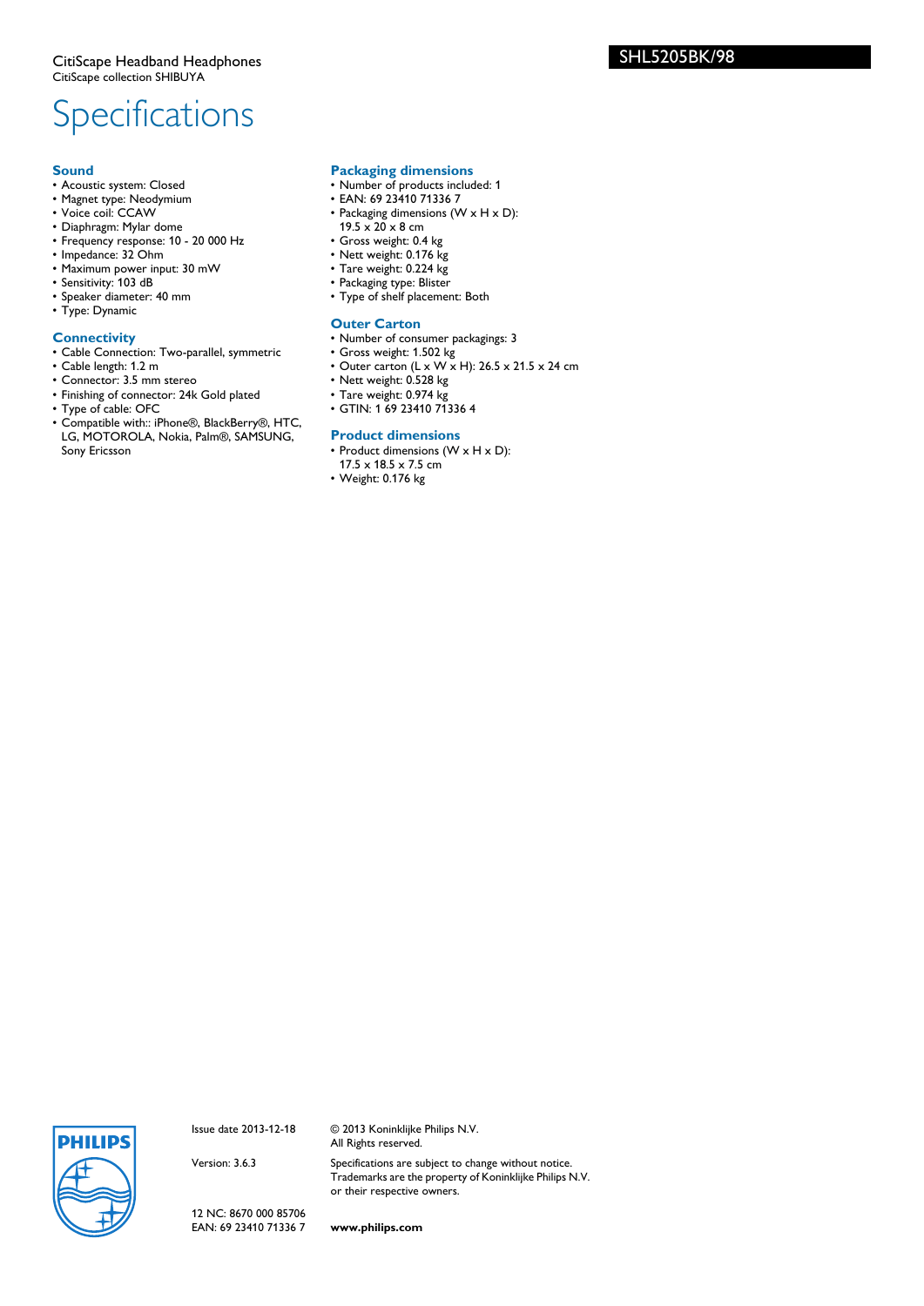CitiScape Headband Headphones
CitiScape collection SHIBUYA

SHL5205BK/98

# Specifications

## Sound

- Acoustic system: Closed
- Magnet type: Neodymium
- Voice coil: CCAW
- Diaphragm: Mylar dome
- Frequency response: 10 - 20 000 Hz
- Impedance: 32 Ohm
- Maximum power input: 30 mW
- Sensitivity: 103 dB
- Speaker diameter: 40 mm
- Type: Dynamic

## Connectivity

- Cable Connection: Two-parallel, symmetric
- Cable length: 1.2 m
- Connector: 3.5 mm stereo
- Finishing of connector: 24k Gold plated
- Type of cable: OFC
- Compatible with:: iPhone®, BlackBerry®, HTC, LG, MOTOROLA, Nokia, Palm®, SAMSUNG, Sony Ericsson

## Packaging dimensions

- Number of products included: 1
- EAN: 69 23410 71336 7
- Packaging dimensions (W x H x D): 19.5 x 20 x 8 cm
- Gross weight: 0.4 kg
- Nett weight: 0.176 kg
- Tare weight: 0.224 kg
- Packaging type: Blister
- Type of shelf placement: Both

## Outer Carton

- Number of consumer packagings: 3
- Gross weight: 1.502 kg
- Outer carton (L x W x H): 26.5 x 21.5 x 24 cm
- Nett weight: 0.528 kg
- Tare weight: 0.974 kg
- GTIN: 1 69 23410 71336 4

## Product dimensions

- Product dimensions (W x H x D): 17.5 x 18.5 x 7.5 cm
- Weight: 0.176 kg

Issue date 2013-12-18

Version: 3.6.3

12 NC: 8670 000 85706
EAN: 69 23410 71336 7

© 2013 Koninklijke Philips N.V.
All Rights reserved.

Specifications are subject to change without notice. Trademarks are the property of Koninklijke Philips N.V. or their respective owners.

**www.philips.com**